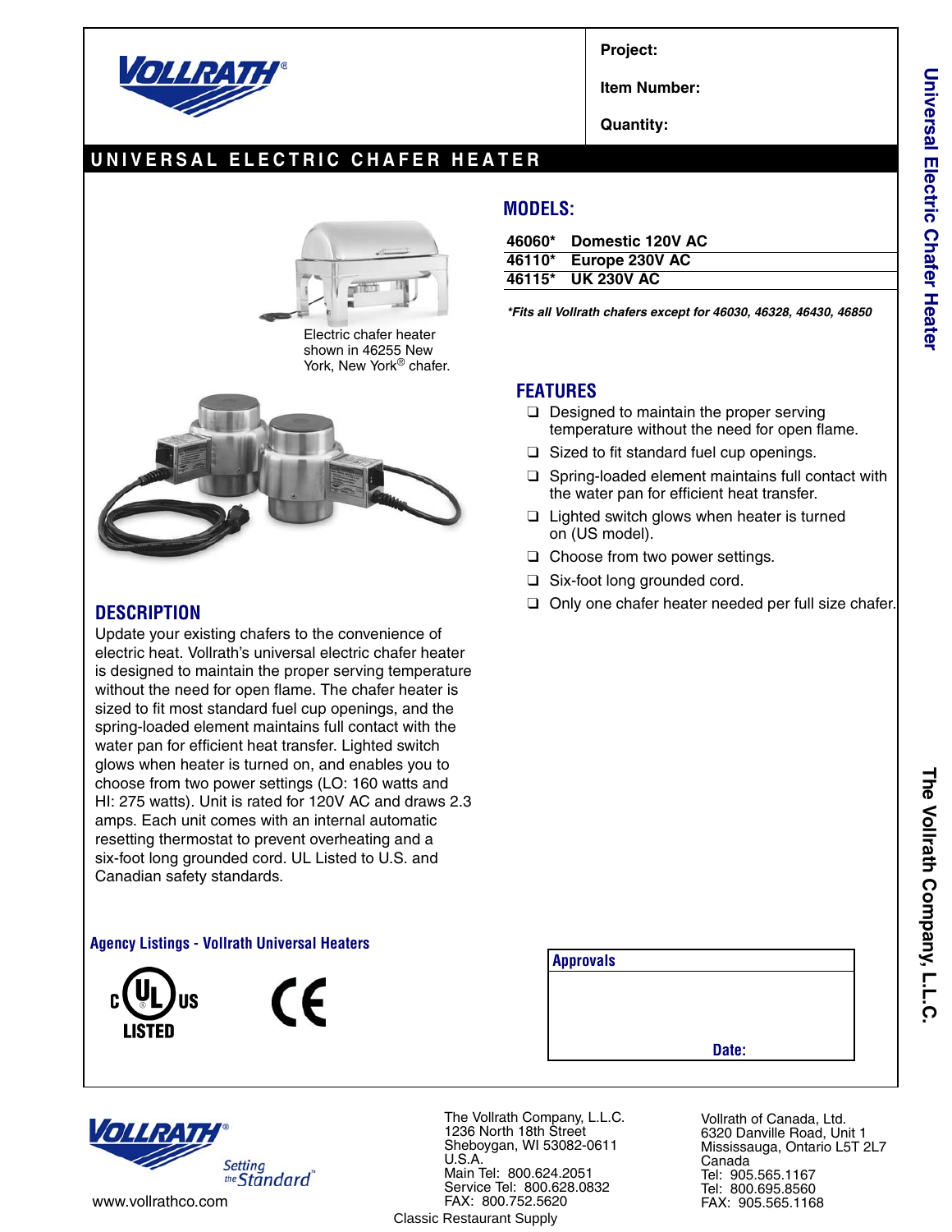Project:

Item Number:

Quantity:

# UNIVERSAL ELECTRIC CHAFER HEATER

Electric chafer heater shown in 46255 New York, New York® chafer.

## MODELS:

| | |
|---|---|
| 46060* | Domestic 120V AC |
| 46110* | Europe 230V AC |
| 46115* | UK 230V AC |

*\*Fits all Vollrath chafers except for 46030, 46328, 46430, 46850*

## FEATURES

- ❑ Designed to maintain the proper serving temperature without the need for open flame.
- ❑ Sized to fit standard fuel cup openings.
- ❑ Spring-loaded element maintains full contact with the water pan for efficient heat transfer.
- ❑ Lighted switch glows when heater is turned on (US model).
- ❑ Choose from two power settings.
- ❑ Six-foot long grounded cord.
- ❑ Only one chafer heater needed per full size chafer.

## DESCRIPTION

Update your existing chafers to the convenience of electric heat. Vollrath's universal electric chafer heater is designed to maintain the proper serving temperature without the need for open flame. The chafer heater is sized to fit most standard fuel cup openings, and the spring-loaded element maintains full contact with the water pan for efficient heat transfer. Lighted switch glows when heater is turned on, and enables you to choose from two power settings (LO: 160 watts and HI: 275 watts). Unit is rated for 120V AC and draws 2.3 amps. Each unit comes with an internal automatic resetting thermostat to prevent overheating and a six-foot long grounded cord. UL Listed to U.S. and Canadian safety standards.

### Agency Listings - Vollrath Universal Heaters

c UL us LISTED

CE

**Approvals**

**Date:**

Setting the Standard™

www.vollrathco.com

The Vollrath Company, L.L.C.
1236 North 18th Street
Sheboygan, WI 53082-0611
U.S.A.
Main Tel: 800.624.2051
Service Tel: 800.628.0832
FAX: 800.752.5620

Vollrath of Canada, Ltd.
6320 Danville Road, Unit 1
Mississauga, Ontario L5T 2L7
Canada
Tel: 905.565.1167
Tel: 800.695.8560
FAX: 905.565.1168

Classic Restaurant Supply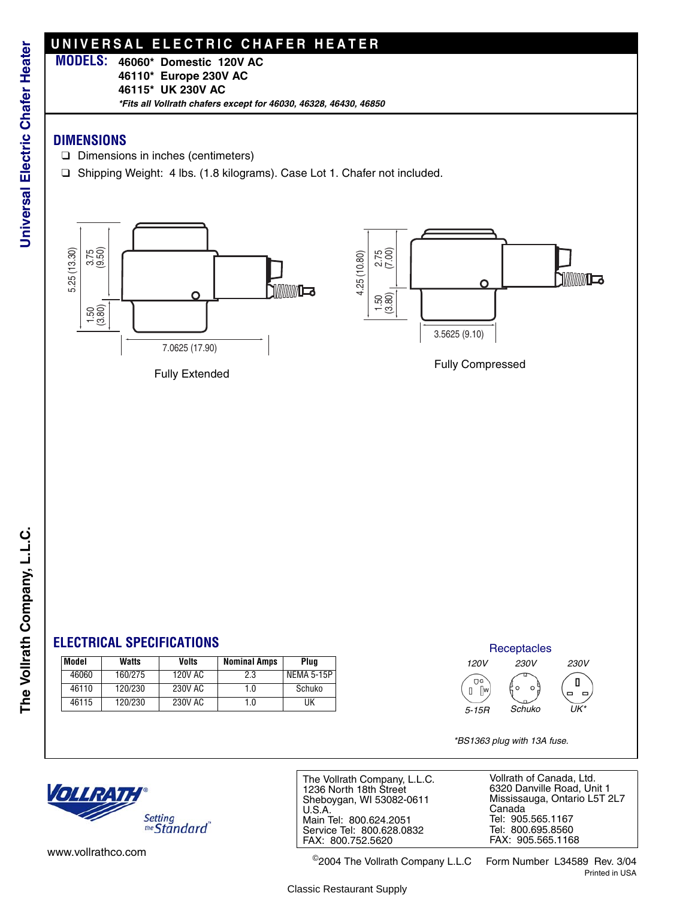# UNIVERSAL ELECTRIC CHAFER HEATER

**MODELS:** **46060\* Domestic 120V AC**
**46110\* Europe 230V AC**
**46115\* UK 230V AC**
***Fits all Vollrath chafers except for 46030, 46328, 46430, 46850**

## DIMENSIONS

- ❑ Dimensions in inches (centimeters)
- ❑ Shipping Weight: 4 lbs. (1.8 kilograms). Case Lot 1. Chafer not included.

5.25 (13.30)
3.75 (9.50)
1.50 (3.80)
7.0625 (17.90)

Fully Extended

4.25 (10.80)
2.75 (7.00)
1.50 (3.80)
3.5625 (9.10)

Fully Compressed

## ELECTRICAL SPECIFICATIONS

| Model | Watts | Volts | Nominal Amps | Plug |
|---|---|---|---|---|
| 46060 | 160/275 | 120V AC | 2.3 | NEMA 5-15P |
| 46110 | 120/230 | 230V AC | 1.0 | Schuko |
| 46115 | 120/230 | 230V AC | 1.0 | UK |

Receptacles

120V 5-15R
230V Schuko
230V UK*

*BS1363 plug with 13A fuse.

VOLLRATH® Setting the Standard™

www.vollrathco.com

The Vollrath Company, L.L.C.
1236 North 18th Street
Sheboygan, WI 53082-0611
U.S.A.
Main Tel: 800.624.2051
Service Tel: 800.628.0832
FAX: 800.752.5620

Vollrath of Canada, Ltd.
6320 Danville Road, Unit 1
Mississauga, Ontario L5T 2L7
Canada
Tel: 905.565.1167
Tel: 800.695.8560
FAX: 905.565.1168

©2004 The Vollrath Company L.L.C   Form Number L34589 Rev. 3/04
Printed in USA

Classic Restaurant Supply